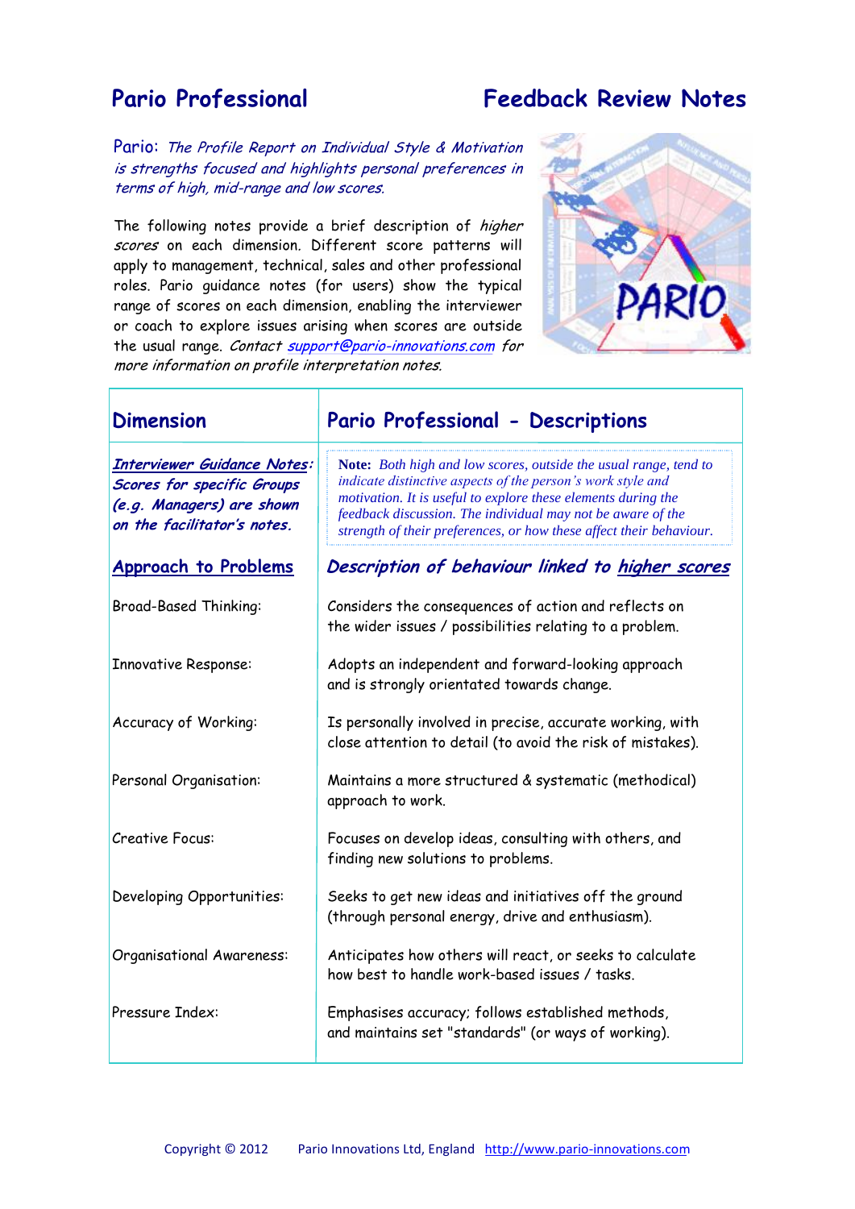# Pario Professional — Feedback Review Notes

Pario: *The Profile Report on Individual Style & Motivation is strengths focused and highlights personal preferences in terms of high, mid-range and low scores.*

The following notes provide a brief description of *higher scores* on each dimension. Different score patterns will apply to management, technical, sales and other professional roles. Pario guidance notes (for users) show the typical range of scores on each dimension, enabling the interviewer or coach to explore issues arising when scores are outside the usual range. *Contact support@pario-innovations.com for more information on profile interpretation notes.*

| Dimension | Pario Professional - Descriptions |
|---|---|
| ***Interviewer Guidance Notes:*** ***Scores for specific Groups (e.g. Managers) are shown on the facilitator's notes.*** | **Note:** *Both high and low scores, outside the usual range, tend to indicate distinctive aspects of the person's work style and motivation. It is useful to explore these elements during the feedback discussion. The individual may not be aware of the strength of their preferences, or how these affect their behaviour.* |
| **Approach to Problems** | ***Description of behaviour linked to higher scores*** |
| Broad-Based Thinking: | Considers the consequences of action and reflects on the wider issues / possibilities relating to a problem. |
| Innovative Response: | Adopts an independent and forward-looking approach and is strongly orientated towards change. |
| Accuracy of Working: | Is personally involved in precise, accurate working, with close attention to detail (to avoid the risk of mistakes). |
| Personal Organisation: | Maintains a more structured & systematic (methodical) approach to work. |
| Creative Focus: | Focuses on develop ideas, consulting with others, and finding new solutions to problems. |
| Developing Opportunities: | Seeks to get new ideas and initiatives off the ground (through personal energy, drive and enthusiasm). |
| Organisational Awareness: | Anticipates how others will react, or seeks to calculate how best to handle work-based issues / tasks. |
| Pressure Index: | Emphasises accuracy; follows established methods, and maintains set "standards" (or ways of working). |

Copyright © 2012 Pario Innovations Ltd, England http://www.pario-innovations.com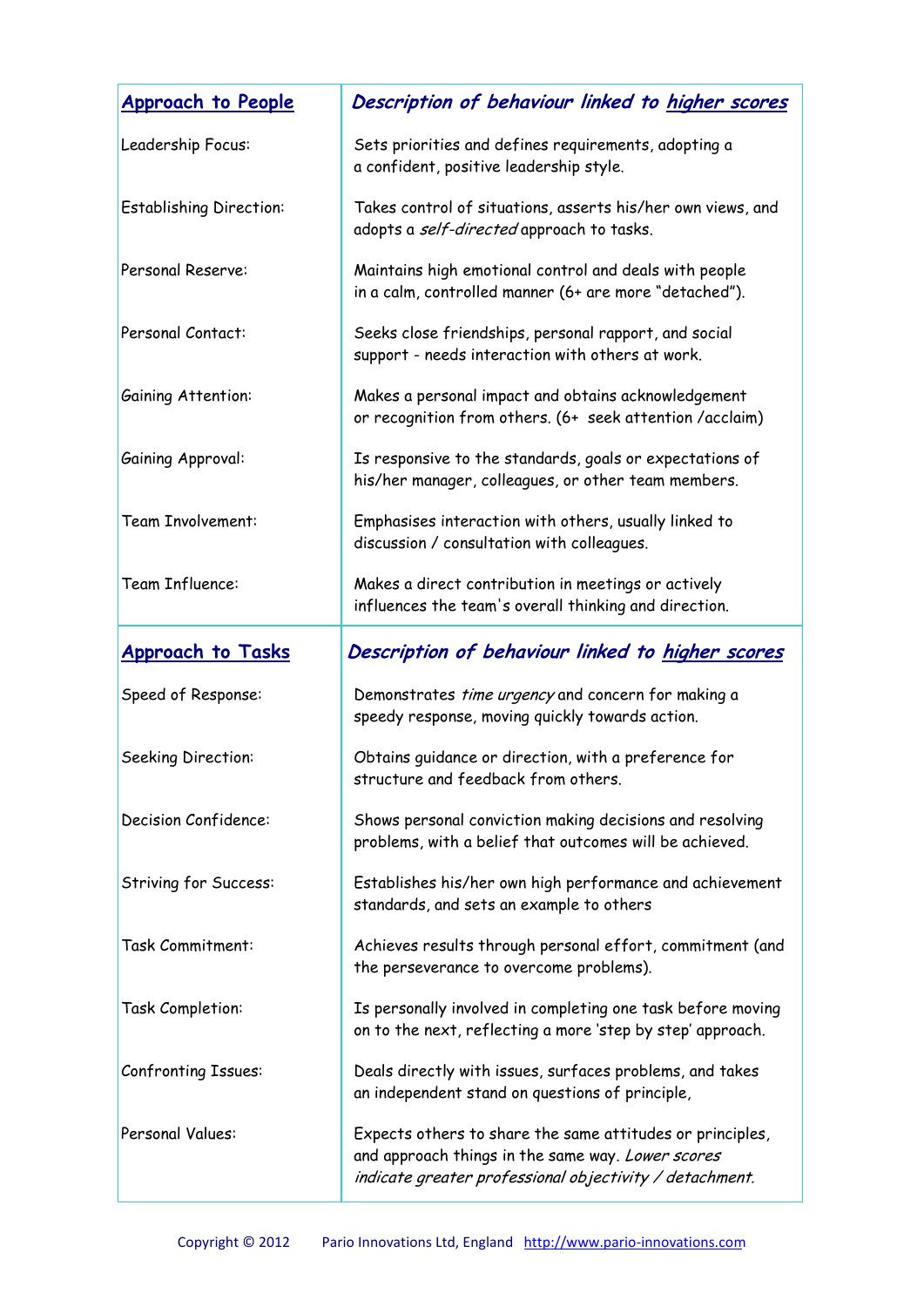| <u>**Approach to People**</u> | ***Description of behaviour linked to <u>higher scores</u>*** |
|---|---|
| Leadership Focus: | Sets priorities and defines requirements, adopting a a confident, positive leadership style. |
| Establishing Direction: | Takes control of situations, asserts his/her own views, and adopts a *self-directed* approach to tasks. |
| Personal Reserve: | Maintains high emotional control and deals with people in a calm, controlled manner (6+ are more "detached"). |
| Personal Contact: | Seeks close friendships, personal rapport, and social support - needs interaction with others at work. |
| Gaining Attention: | Makes a personal impact and obtains acknowledgement or recognition from others. (6+ seek attention /acclaim) |
| Gaining Approval: | Is responsive to the standards, goals or expectations of his/her manager, colleagues, or other team members. |
| Team Involvement: | Emphasises interaction with others, usually linked to discussion / consultation with colleagues. |
| Team Influence: | Makes a direct contribution in meetings or actively influences the team's overall thinking and direction. |
| <u>**Approach to Tasks**</u> | ***Description of behaviour linked to <u>higher scores</u>*** |
| Speed of Response: | Demonstrates *time urgency* and concern for making a speedy response, moving quickly towards action. |
| Seeking Direction: | Obtains guidance or direction, with a preference for structure and feedback from others. |
| Decision Confidence: | Shows personal conviction making decisions and resolving problems, with a belief that outcomes will be achieved. |
| Striving for Success: | Establishes his/her own high performance and achievement standards, and sets an example to others |
| Task Commitment: | Achieves results through personal effort, commitment (and the perseverance to overcome problems). |
| Task Completion: | Is personally involved in completing one task before moving on to the next, reflecting a more 'step by step' approach. |
| Confronting Issues: | Deals directly with issues, surfaces problems, and takes an independent stand on questions of principle, |
| Personal Values: | Expects others to share the same attitudes or principles, and approach things in the same way. *Lower scores indicate greater professional objectivity / detachment.* |

Copyright © 2012 Pario Innovations Ltd, England http://www.pario-innovations.com